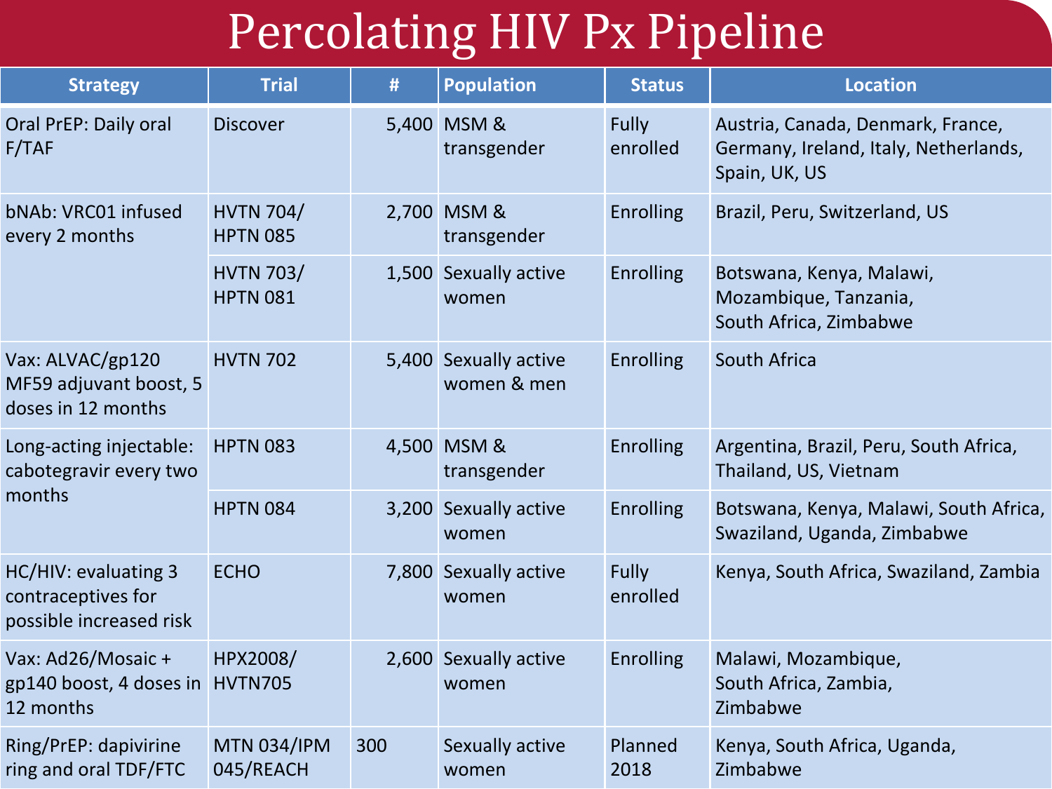# Percolating HIV Px Pipeline

| Strategy | Trial | # | Population | Status | Location |
|---|---|---|---|---|---|
| Oral PrEP: Daily oral F/TAF | Discover | 5,400 | MSM & transgender | Fully enrolled | Austria, Canada, Denmark, France, Germany, Ireland, Italy, Netherlands, Spain, UK, US |
| bNAb: VRC01 infused every 2 months | HVTN 704/ HPTN 085 | 2,700 | MSM & transgender | Enrolling | Brazil, Peru, Switzerland, US |
| | HVTN 703/ HPTN 081 | 1,500 | Sexually active women | Enrolling | Botswana, Kenya, Malawi, Mozambique, Tanzania, South Africa, Zimbabwe |
| Vax: ALVAC/gp120 MF59 adjuvant boost, 5 doses in 12 months | HVTN 702 | 5,400 | Sexually active women & men | Enrolling | South Africa |
| Long-acting injectable: cabotegravir every two months | HPTN 083 | 4,500 | MSM & transgender | Enrolling | Argentina, Brazil, Peru, South Africa, Thailand, US, Vietnam |
| | HPTN 084 | 3,200 | Sexually active women | Enrolling | Botswana, Kenya, Malawi, South Africa, Swaziland, Uganda, Zimbabwe |
| HC/HIV: evaluating 3 contraceptives for possible increased risk | ECHO | 7,800 | Sexually active women | Fully enrolled | Kenya, South Africa, Swaziland, Zambia |
| Vax: Ad26/Mosaic + gp140 boost, 4 doses in 12 months | HPX2008/ HVTN705 | 2,600 | Sexually active women | Enrolling | Malawi, Mozambique, South Africa, Zambia, Zimbabwe |
| Ring/PrEP: dapivirine ring and oral TDF/FTC | MTN 034/IPM 045/REACH | 300 | Sexually active women | Planned 2018 | Kenya, South Africa, Uganda, Zimbabwe |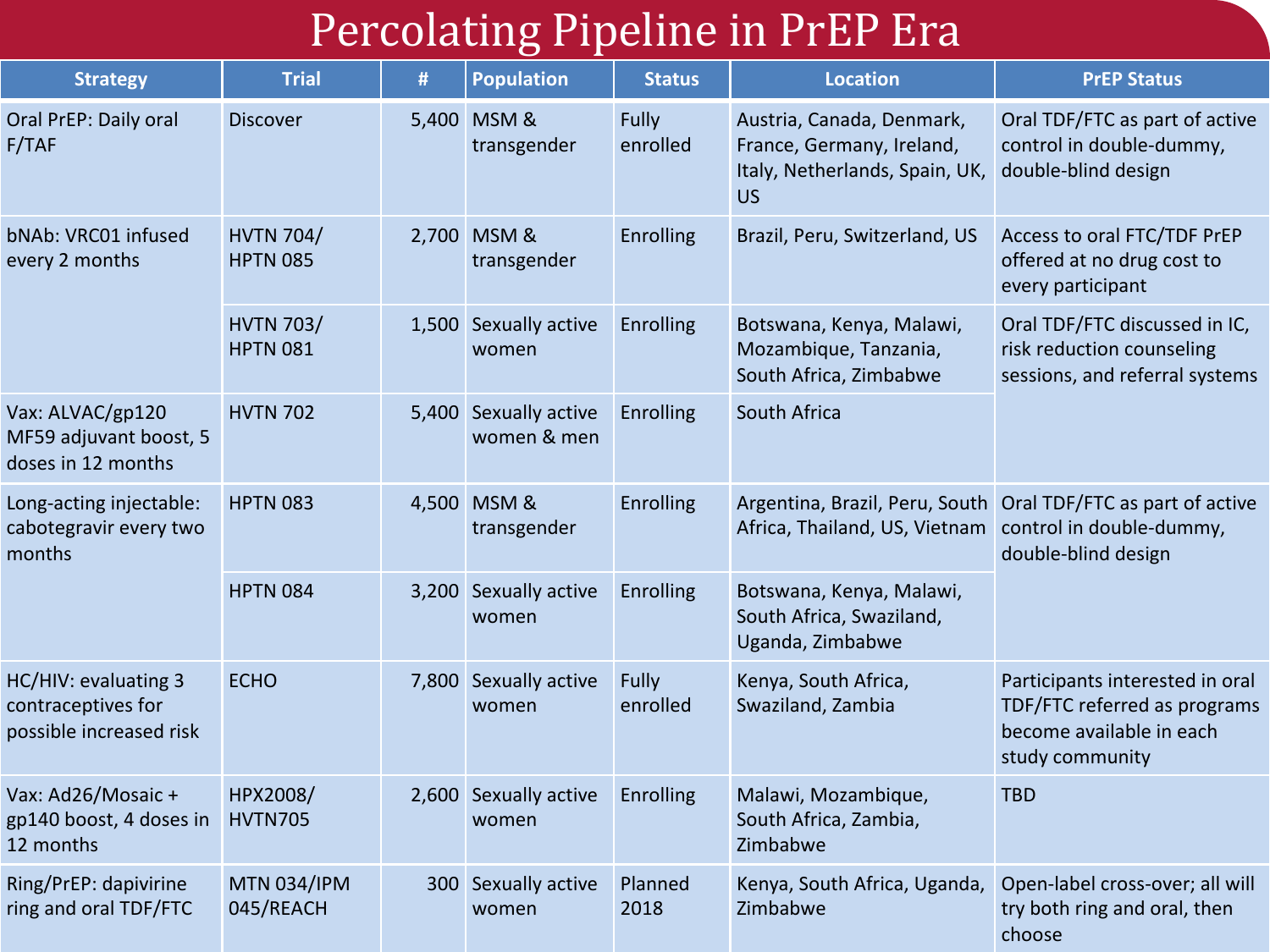# Percolating Pipeline in PrEP Era

| Strategy | Trial | # | Population | Status | Location | PrEP Status |
|---|---|---|---|---|---|---|
| Oral PrEP: Daily oral F/TAF | Discover | 5,400 | MSM & transgender | Fully enrolled | Austria, Canada, Denmark, France, Germany, Ireland, Italy, Netherlands, Spain, UK, US | Oral TDF/FTC as part of active control in double-dummy, double-blind design |
| bNAb: VRC01 infused every 2 months | HVTN 704/ HPTN 085 | 2,700 | MSM & transgender | Enrolling | Brazil, Peru, Switzerland, US | Access to oral FTC/TDF PrEP offered at no drug cost to every participant |
| | HVTN 703/ HPTN 081 | 1,500 | Sexually active women | Enrolling | Botswana, Kenya, Malawi, Mozambique, Tanzania, South Africa, Zimbabwe | Oral TDF/FTC discussed in IC, risk reduction counseling sessions, and referral systems |
| Vax: ALVAC/gp120 MF59 adjuvant boost, 5 doses in 12 months | HVTN 702 | 5,400 | Sexually active women & men | Enrolling | South Africa | |
| Long-acting injectable: cabotegravir every two months | HPTN 083 | 4,500 | MSM & transgender | Enrolling | Argentina, Brazil, Peru, South Africa, Thailand, US, Vietnam | Oral TDF/FTC as part of active control in double-dummy, double-blind design |
| | HPTN 084 | 3,200 | Sexually active women | Enrolling | Botswana, Kenya, Malawi, South Africa, Swaziland, Uganda, Zimbabwe | |
| HC/HIV: evaluating 3 contraceptives for possible increased risk | ECHO | 7,800 | Sexually active women | Fully enrolled | Kenya, South Africa, Swaziland, Zambia | Participants interested in oral TDF/FTC referred as programs become available in each study community |
| Vax: Ad26/Mosaic + gp140 boost, 4 doses in 12 months | HPX2008/ HVTN705 | 2,600 | Sexually active women | Enrolling | Malawi, Mozambique, South Africa, Zambia, Zimbabwe | TBD |
| Ring/PrEP: dapivirine ring and oral TDF/FTC | MTN 034/IPM 045/REACH | 300 | Sexually active women | Planned 2018 | Kenya, South Africa, Uganda, Zimbabwe | Open-label cross-over; all will try both ring and oral, then choose |